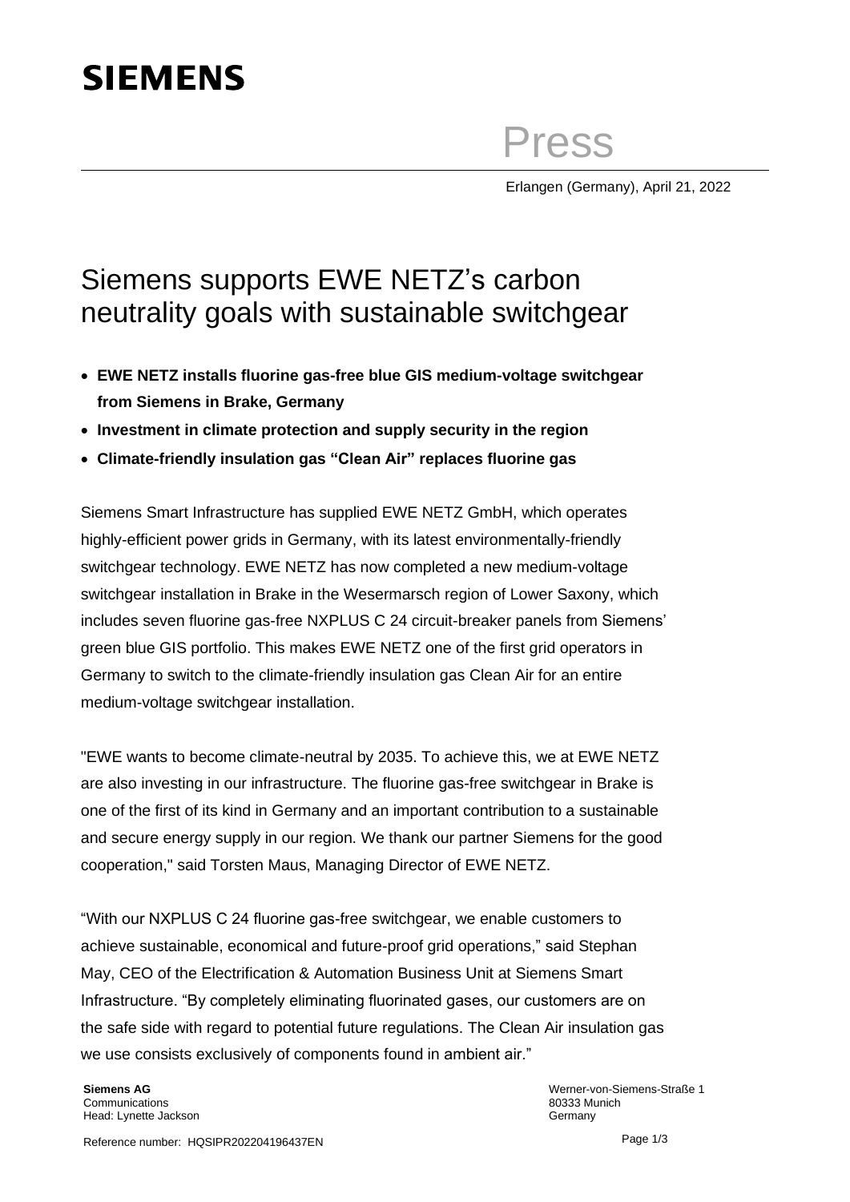**SIEMENS**

Press

Erlangen (Germany), April 21, 2022

# Siemens supports EWE NETZ's carbon neutrality goals with sustainable switchgear

- **EWE NETZ installs fluorine gas-free blue GIS medium-voltage switchgear from Siemens in Brake, Germany**
- **Investment in climate protection and supply security in the region**
- **Climate-friendly insulation gas "Clean Air" replaces fluorine gas**

Siemens Smart Infrastructure has supplied EWE NETZ GmbH, which operates highly-efficient power grids in Germany, with its latest environmentally-friendly switchgear technology. EWE NETZ has now completed a new medium-voltage switchgear installation in Brake in the Wesermarsch region of Lower Saxony, which includes seven fluorine gas-free NXPLUS C 24 circuit-breaker panels from Siemens' green blue GIS portfolio. This makes EWE NETZ one of the first grid operators in Germany to switch to the climate-friendly insulation gas Clean Air for an entire medium-voltage switchgear installation.

"EWE wants to become climate-neutral by 2035. To achieve this, we at EWE NETZ are also investing in our infrastructure. The fluorine gas-free switchgear in Brake is one of the first of its kind in Germany and an important contribution to a sustainable and secure energy supply in our region. We thank our partner Siemens for the good cooperation," said Torsten Maus, Managing Director of EWE NETZ.

"With our NXPLUS C 24 fluorine gas-free switchgear, we enable customers to achieve sustainable, economical and future-proof grid operations," said Stephan May, CEO of the Electrification & Automation Business Unit at Siemens Smart Infrastructure. "By completely eliminating fluorinated gases, our customers are on the safe side with regard to potential future regulations. The Clean Air insulation gas we use consists exclusively of components found in ambient air."

**Siemens AG**
Communications
Head: Lynette Jackson

Werner-von-Siemens-Straße 1
80333 Munich
Germany

Reference number: HQSIPR202204196437EN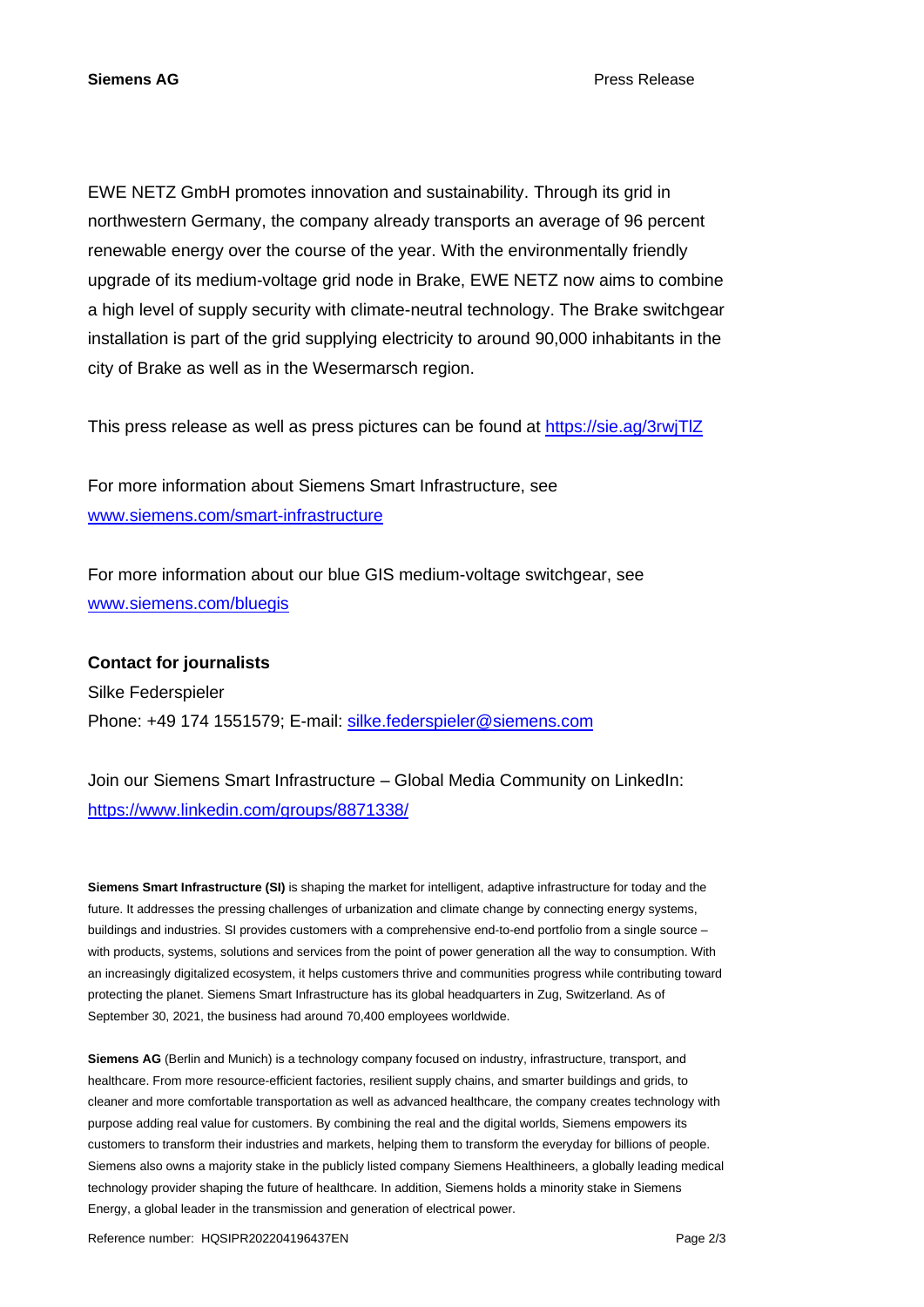EWE NETZ GmbH promotes innovation and sustainability. Through its grid in northwestern Germany, the company already transports an average of 96 percent renewable energy over the course of the year. With the environmentally friendly upgrade of its medium-voltage grid node in Brake, EWE NETZ now aims to combine a high level of supply security with climate-neutral technology. The Brake switchgear installation is part of the grid supplying electricity to around 90,000 inhabitants in the city of Brake as well as in the Wesermarsch region.

This press release as well as press pictures can be found at https://sie.ag/3rwjTlZ

For more information about Siemens Smart Infrastructure, see www.siemens.com/smart-infrastructure

For more information about our blue GIS medium-voltage switchgear, see www.siemens.com/bluegis

**Contact for journalists**
Silke Federspieler
Phone: +49 174 1551579; E-mail: silke.federspieler@siemens.com

Join our Siemens Smart Infrastructure – Global Media Community on LinkedIn: https://www.linkedin.com/groups/8871338/

**Siemens Smart Infrastructure (SI)** is shaping the market for intelligent, adaptive infrastructure for today and the future. It addresses the pressing challenges of urbanization and climate change by connecting energy systems, buildings and industries. SI provides customers with a comprehensive end-to-end portfolio from a single source – with products, systems, solutions and services from the point of power generation all the way to consumption. With an increasingly digitalized ecosystem, it helps customers thrive and communities progress while contributing toward protecting the planet. Siemens Smart Infrastructure has its global headquarters in Zug, Switzerland. As of September 30, 2021, the business had around 70,400 employees worldwide.

**Siemens AG** (Berlin and Munich) is a technology company focused on industry, infrastructure, transport, and healthcare. From more resource-efficient factories, resilient supply chains, and smarter buildings and grids, to cleaner and more comfortable transportation as well as advanced healthcare, the company creates technology with purpose adding real value for customers. By combining the real and the digital worlds, Siemens empowers its customers to transform their industries and markets, helping them to transform the everyday for billions of people. Siemens also owns a majority stake in the publicly listed company Siemens Healthineers, a globally leading medical technology provider shaping the future of healthcare. In addition, Siemens holds a minority stake in Siemens Energy, a global leader in the transmission and generation of electrical power.

Reference number: HQSIPR202204196437EN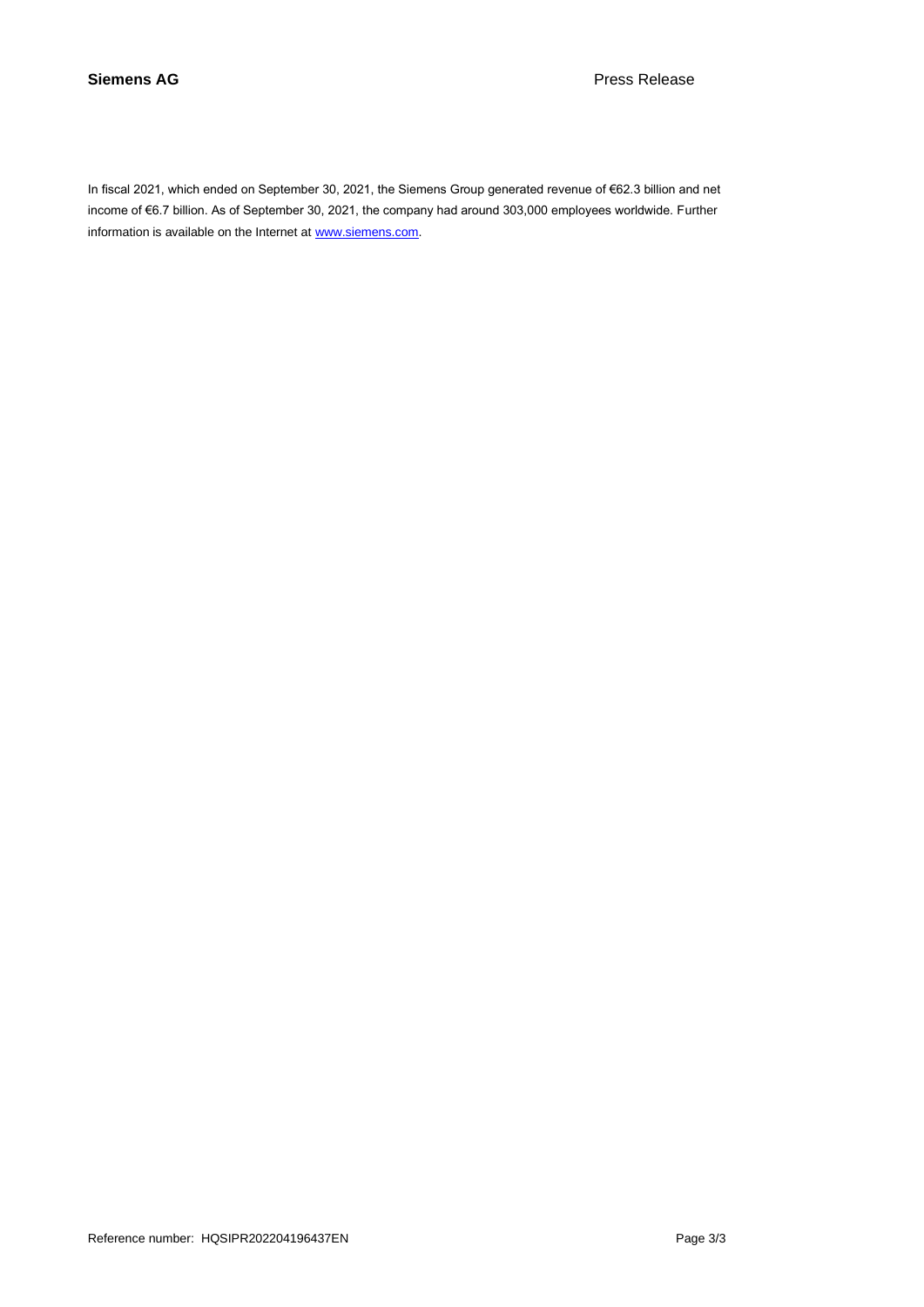In fiscal 2021, which ended on September 30, 2021, the Siemens Group generated revenue of €62.3 billion and net income of €6.7 billion. As of September 30, 2021, the company had around 303,000 employees worldwide. Further information is available on the Internet at [www.siemens.com](http://www.siemens.com).

Reference number: HQSIPR202204196437EN